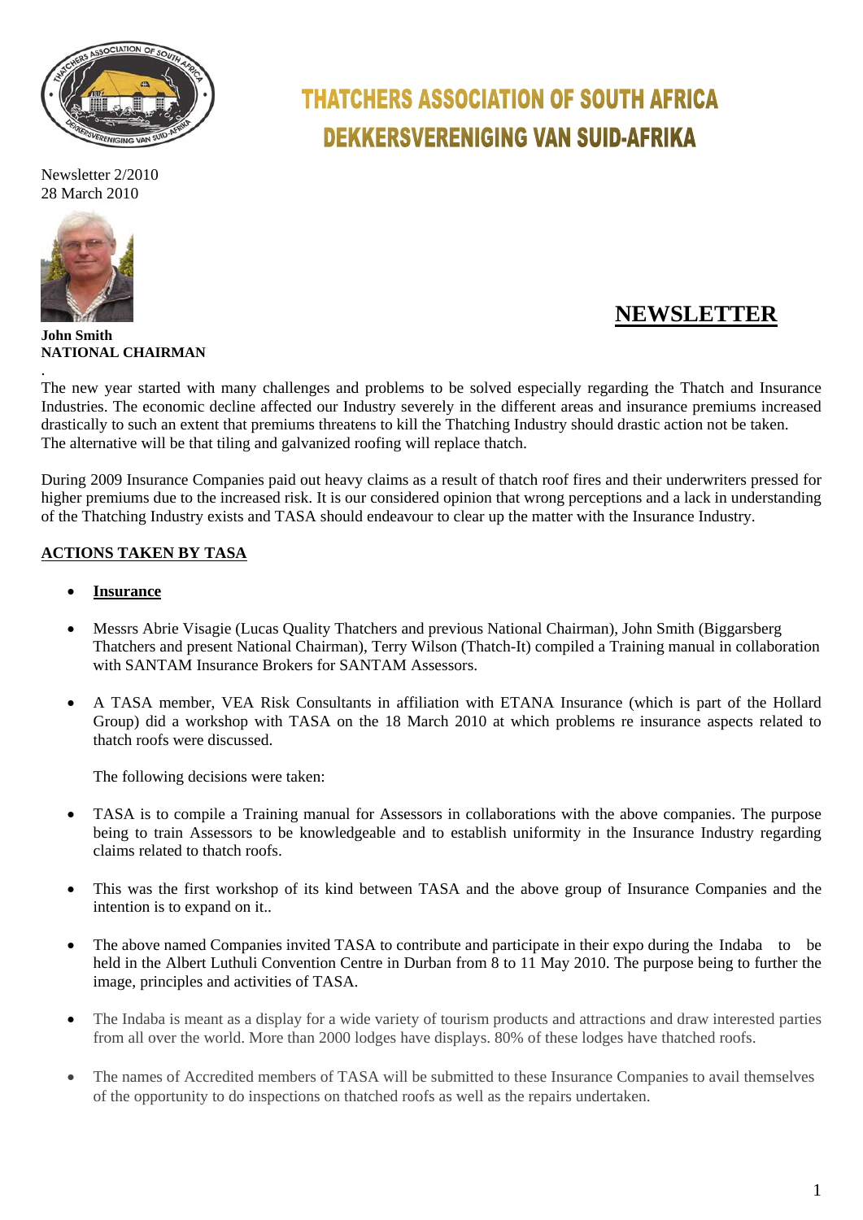# THATCHERS ASSOCIATION OF SOUTH AFRICA
# DEKKERSVERENIGING VAN SUID-AFRIKA

Newsletter 2/2010
28 March 2010

**John Smith**
**NATIONAL CHAIRMAN**

## NEWSLETTER

.

The new year started with many challenges and problems to be solved especially regarding the Thatch and Insurance Industries. The economic decline affected our Industry severely in the different areas and insurance premiums increased drastically to such an extent that premiums threatens to kill the Thatching Industry should drastic action not be taken.
The alternative will be that tiling and galvanized roofing will replace thatch.

During 2009 Insurance Companies paid out heavy claims as a result of thatch roof fires and their underwriters pressed for higher premiums due to the increased risk. It is our considered opinion that wrong perceptions and a lack in understanding of the Thatching Industry exists and TASA should endeavour to clear up the matter with the Insurance Industry.

## ACTIONS TAKEN BY TASA

- **Insurance**

- Messrs Abrie Visagie (Lucas Quality Thatchers and previous National Chairman), John Smith (Biggarsberg Thatchers and present National Chairman), Terry Wilson (Thatch-It) compiled a Training manual in collaboration with SANTAM Insurance Brokers for SANTAM Assessors.

- A TASA member, VEA Risk Consultants in affiliation with ETANA Insurance (which is part of the Hollard Group) did a workshop with TASA on the 18 March 2010 at which problems re insurance aspects related to thatch roofs were discussed.

  The following decisions were taken:

- TASA is to compile a Training manual for Assessors in collaborations with the above companies. The purpose being to train Assessors to be knowledgeable and to establish uniformity in the Insurance Industry regarding claims related to thatch roofs.

- This was the first workshop of its kind between TASA and the above group of Insurance Companies and the intention is to expand on it..

- The above named Companies invited TASA to contribute and participate in their expo during the Indaba to be held in the Albert Luthuli Convention Centre in Durban from 8 to 11 May 2010. The purpose being to further the image, principles and activities of TASA.

- The Indaba is meant as a display for a wide variety of tourism products and attractions and draw interested parties from all over the world. More than 2000 lodges have displays. 80% of these lodges have thatched roofs.

- The names of Accredited members of TASA will be submitted to these Insurance Companies to avail themselves of the opportunity to do inspections on thatched roofs as well as the repairs undertaken.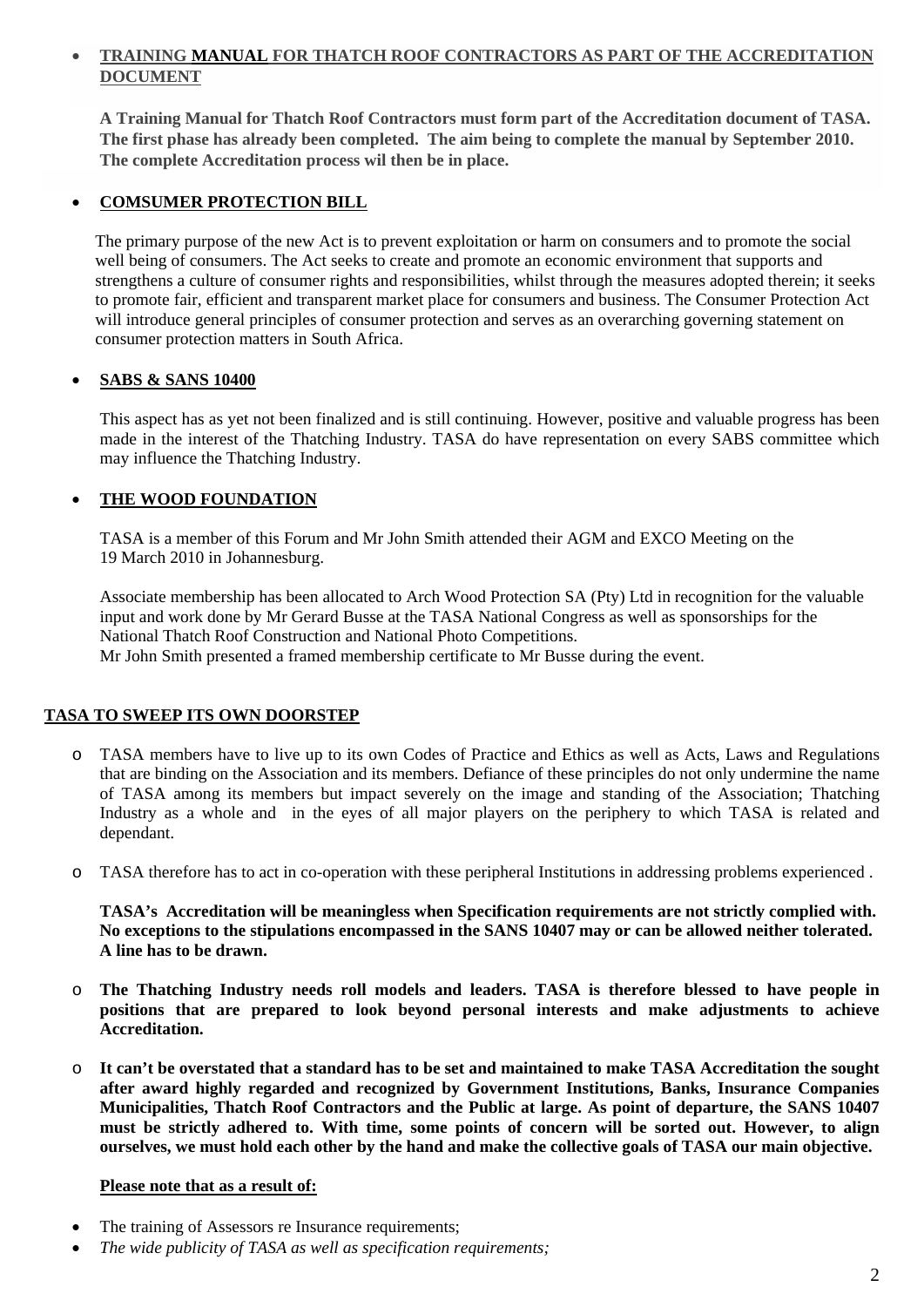- **TRAINING MANUAL FOR THATCH ROOF CONTRACTORS AS PART OF THE ACCREDITATION DOCUMENT**

  **A Training Manual for Thatch Roof Contractors must form part of the Accreditation document of TASA. The first phase has already been completed. The aim being to complete the manual by September 2010. The complete Accreditation process wil then be in place.**

- **COMSUMER PROTECTION BILL**

  The primary purpose of the new Act is to prevent exploitation or harm on consumers and to promote the social well being of consumers. The Act seeks to create and promote an economic environment that supports and strengthens a culture of consumer rights and responsibilities, whilst through the measures adopted therein; it seeks to promote fair, efficient and transparent market place for consumers and business. The Consumer Protection Act will introduce general principles of consumer protection and serves as an overarching governing statement on consumer protection matters in South Africa.

- **SABS & SANS 10400**

  This aspect has as yet not been finalized and is still continuing. However, positive and valuable progress has been made in the interest of the Thatching Industry. TASA do have representation on every SABS committee which may influence the Thatching Industry.

- **THE WOOD FOUNDATION**

  TASA is a member of this Forum and Mr John Smith attended their AGM and EXCO Meeting on the 19 March 2010 in Johannesburg.

  Associate membership has been allocated to Arch Wood Protection SA (Pty) Ltd in recognition for the valuable input and work done by Mr Gerard Busse at the TASA National Congress as well as sponsorships for the National Thatch Roof Construction and National Photo Competitions.
  Mr John Smith presented a framed membership certificate to Mr Busse during the event.

## TASA TO SWEEP ITS OWN DOORSTEP

- TASA members have to live up to its own Codes of Practice and Ethics as well as Acts, Laws and Regulations that are binding on the Association and its members. Defiance of these principles do not only undermine the name of TASA among its members but impact severely on the image and standing of the Association; Thatching Industry as a whole and in the eyes of all major players on the periphery to which TASA is related and dependant.

- TASA therefore has to act in co-operation with these peripheral Institutions in addressing problems experienced .

  **TASA's Accreditation will be meaningless when Specification requirements are not strictly complied with. No exceptions to the stipulations encompassed in the SANS 10407 may or can be allowed neither tolerated. A line has to be drawn.**

- **The Thatching Industry needs roll models and leaders. TASA is therefore blessed to have people in positions that are prepared to look beyond personal interests and make adjustments to achieve Accreditation.**

- **It can't be overstated that a standard has to be set and maintained to make TASA Accreditation the sought after award highly regarded and recognized by Government Institutions, Banks, Insurance Companies Municipalities, Thatch Roof Contractors and the Public at large. As point of departure, the SANS 10407 must be strictly adhered to. With time, some points of concern will be sorted out. However, to align ourselves, we must hold each other by the hand and make the collective goals of TASA our main objective.**

  **Please note that as a result of:**

- The training of Assessors re Insurance requirements;
- *The wide publicity of TASA as well as specification requirements;*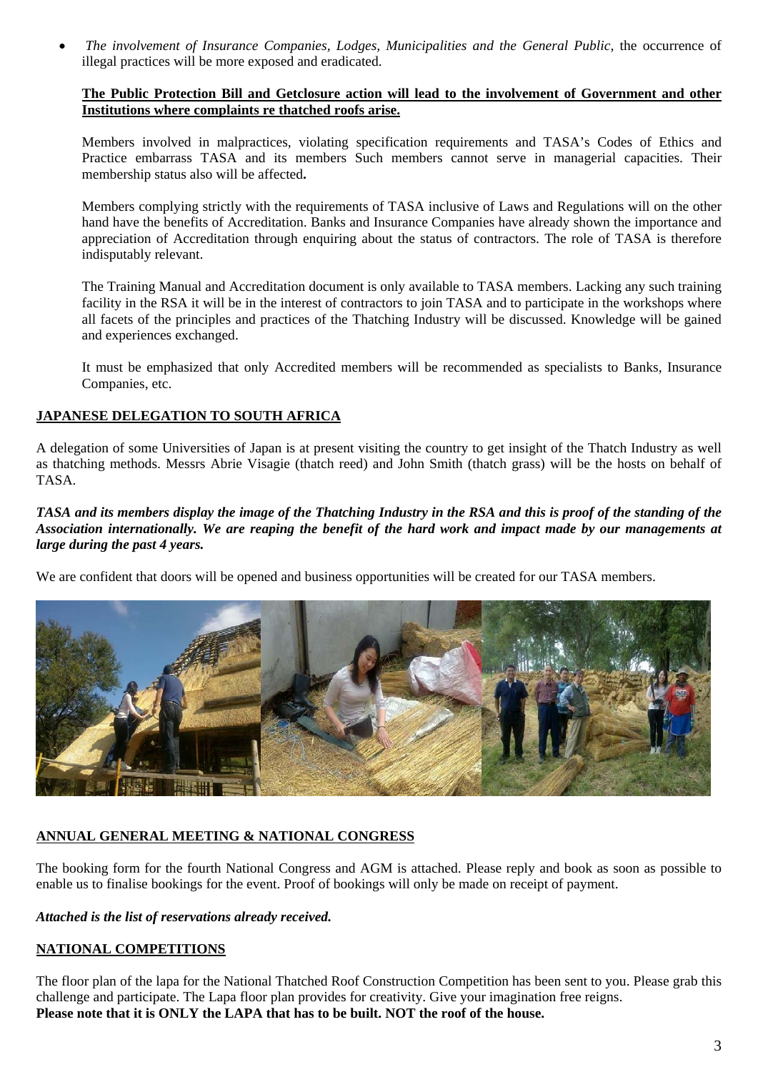- *The involvement of Insurance Companies, Lodges, Municipalities and the General Public,* the occurrence of illegal practices will be more exposed and eradicated.

  **The Public Protection Bill and Getclosure action will lead to the involvement of Government and other Institutions where complaints re thatched roofs arise.**

  Members involved in malpractices, violating specification requirements and TASA's Codes of Ethics and Practice embarrass TASA and its members Such members cannot serve in managerial capacities. Their membership status also will be affected**.**

  Members complying strictly with the requirements of TASA inclusive of Laws and Regulations will on the other hand have the benefits of Accreditation. Banks and Insurance Companies have already shown the importance and appreciation of Accreditation through enquiring about the status of contractors. The role of TASA is therefore indisputably relevant.

  The Training Manual and Accreditation document is only available to TASA members. Lacking any such training facility in the RSA it will be in the interest of contractors to join TASA and to participate in the workshops where all facets of the principles and practices of the Thatching Industry will be discussed. Knowledge will be gained and experiences exchanged.

  It must be emphasized that only Accredited members will be recommended as specialists to Banks, Insurance Companies, etc.

## JAPANESE DELEGATION TO SOUTH AFRICA

A delegation of some Universities of Japan is at present visiting the country to get insight of the Thatch Industry as well as thatching methods. Messrs Abrie Visagie (thatch reed) and John Smith (thatch grass) will be the hosts on behalf of TASA.

***TASA and its members display the image of the Thatching Industry in the RSA and this is proof of the standing of the Association internationally. We are reaping the benefit of the hard work and impact made by our managements at large during the past 4 years.***

We are confident that doors will be opened and business opportunities will be created for our TASA members.

## ANNUAL GENERAL MEETING & NATIONAL CONGRESS

The booking form for the fourth National Congress and AGM is attached. Please reply and book as soon as possible to enable us to finalise bookings for the event. Proof of bookings will only be made on receipt of payment.

***Attached is the list of reservations already received.***

## NATIONAL COMPETITIONS

The floor plan of the lapa for the National Thatched Roof Construction Competition has been sent to you. Please grab this challenge and participate. The Lapa floor plan provides for creativity. Give your imagination free reigns.
**Please note that it is ONLY the LAPA that has to be built. NOT the roof of the house.**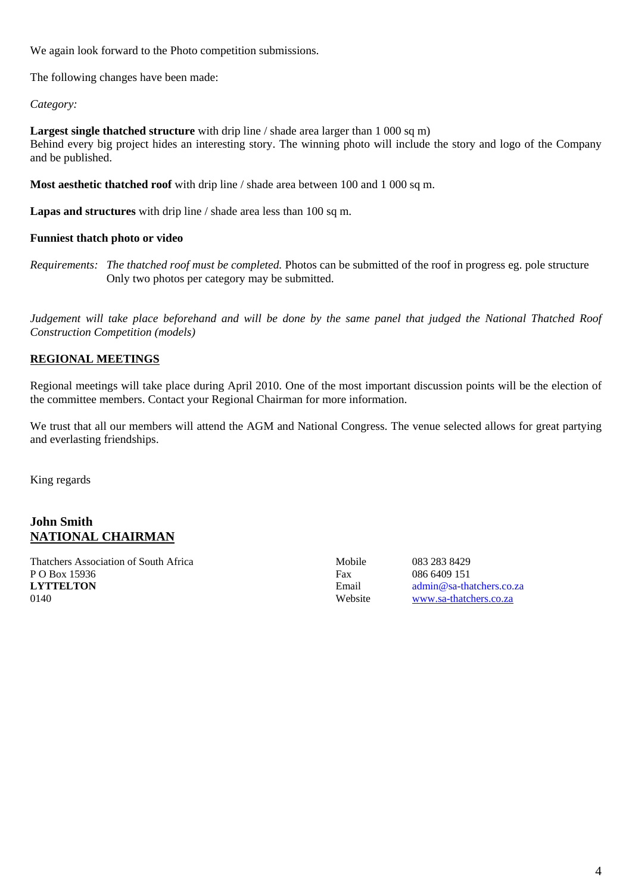We again look forward to the Photo competition submissions.

The following changes have been made:

*Category:*

**Largest single thatched structure** with drip line / shade area larger than 1 000 sq m)
Behind every big project hides an interesting story. The winning photo will include the story and logo of the Company and be published.

**Most aesthetic thatched roof** with drip line / shade area between 100 and 1 000 sq m.

**Lapas and structures** with drip line / shade area less than 100 sq m.

**Funniest thatch photo or video**

*Requirements:* *The thatched roof must be completed.* Photos can be submitted of the roof in progress eg. pole structure
Only two photos per category may be submitted.

*Judgement will take place beforehand and will be done by the same panel that judged the National Thatched Roof Construction Competition (models)*

## REGIONAL MEETINGS

Regional meetings will take place during April 2010. One of the most important discussion points will be the election of the committee members. Contact your Regional Chairman for more information.

We trust that all our members will attend the AGM and National Congress. The venue selected allows for great partying and everlasting friendships.

King regards

**John Smith**
**NATIONAL CHAIRMAN**

Thatchers Association of South Africa
P O Box 15936
**LYTTELTON**
0140

Mobile 083 283 8429
Fax 086 6409 151
Email admin@sa-thatchers.co.za
Website www.sa-thatchers.co.za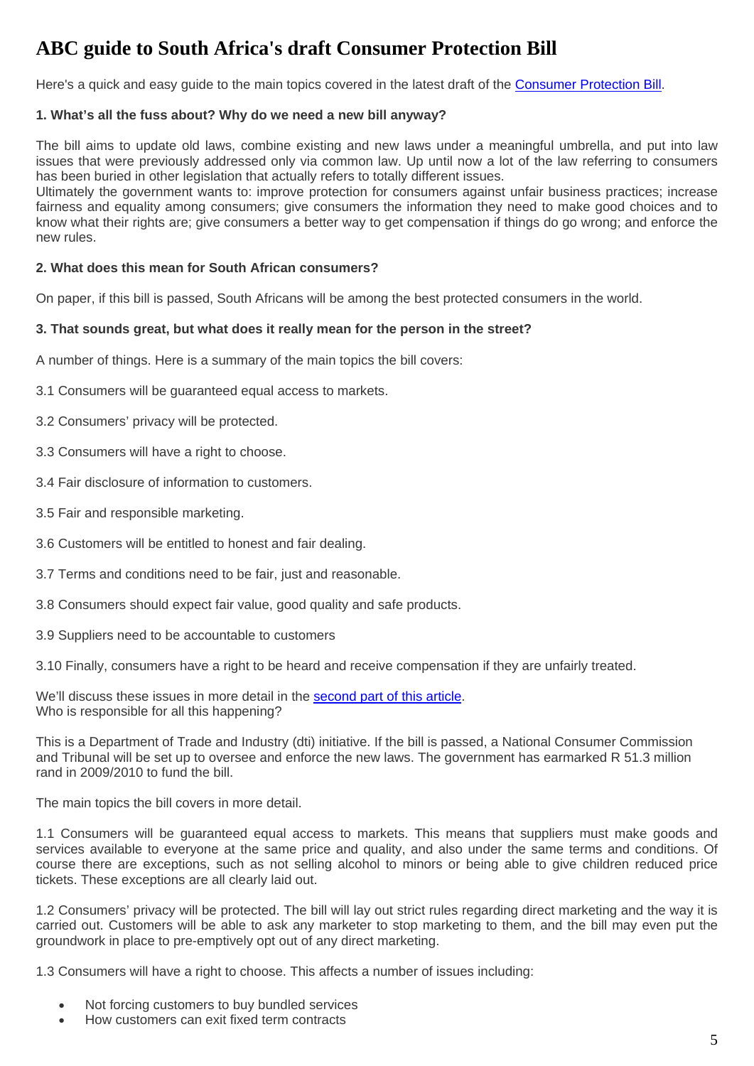# ABC guide to South Africa's draft Consumer Protection Bill

Here's a quick and easy guide to the main topics covered in the latest draft of the [Consumer Protection Bill](#).

**1. What's all the fuss about? Why do we need a new bill anyway?**

The bill aims to update old laws, combine existing and new laws under a meaningful umbrella, and put into law issues that were previously addressed only via common law. Up until now a lot of the law referring to consumers has been buried in other legislation that actually refers to totally different issues.
Ultimately the government wants to: improve protection for consumers against unfair business practices; increase fairness and equality among consumers; give consumers the information they need to make good choices and to know what their rights are; give consumers a better way to get compensation if things do go wrong; and enforce the new rules.

**2. What does this mean for South African consumers?**

On paper, if this bill is passed, South Africans will be among the best protected consumers in the world.

**3. That sounds great, but what does it really mean for the person in the street?**

A number of things. Here is a summary of the main topics the bill covers:

3.1 Consumers will be guaranteed equal access to markets.

3.2 Consumers' privacy will be protected.

3.3 Consumers will have a right to choose.

3.4 Fair disclosure of information to customers.

3.5 Fair and responsible marketing.

3.6 Customers will be entitled to honest and fair dealing.

3.7 Terms and conditions need to be fair, just and reasonable.

3.8 Consumers should expect fair value, good quality and safe products.

3.9 Suppliers need to be accountable to customers

3.10 Finally, consumers have a right to be heard and receive compensation if they are unfairly treated.

We'll discuss these issues in more detail in the [second part of this article](#).
Who is responsible for all this happening?

This is a Department of Trade and Industry (dti) initiative. If the bill is passed, a National Consumer Commission and Tribunal will be set up to oversee and enforce the new laws. The government has earmarked R 51.3 million rand in 2009/2010 to fund the bill.

The main topics the bill covers in more detail.

1.1 Consumers will be guaranteed equal access to markets. This means that suppliers must make goods and services available to everyone at the same price and quality, and also under the same terms and conditions. Of course there are exceptions, such as not selling alcohol to minors or being able to give children reduced price tickets. These exceptions are all clearly laid out.

1.2 Consumers' privacy will be protected. The bill will lay out strict rules regarding direct marketing and the way it is carried out. Customers will be able to ask any marketer to stop marketing to them, and the bill may even put the groundwork in place to pre-emptively opt out of any direct marketing.

1.3 Consumers will have a right to choose. This affects a number of issues including:

- Not forcing customers to buy bundled services
- How customers can exit fixed term contracts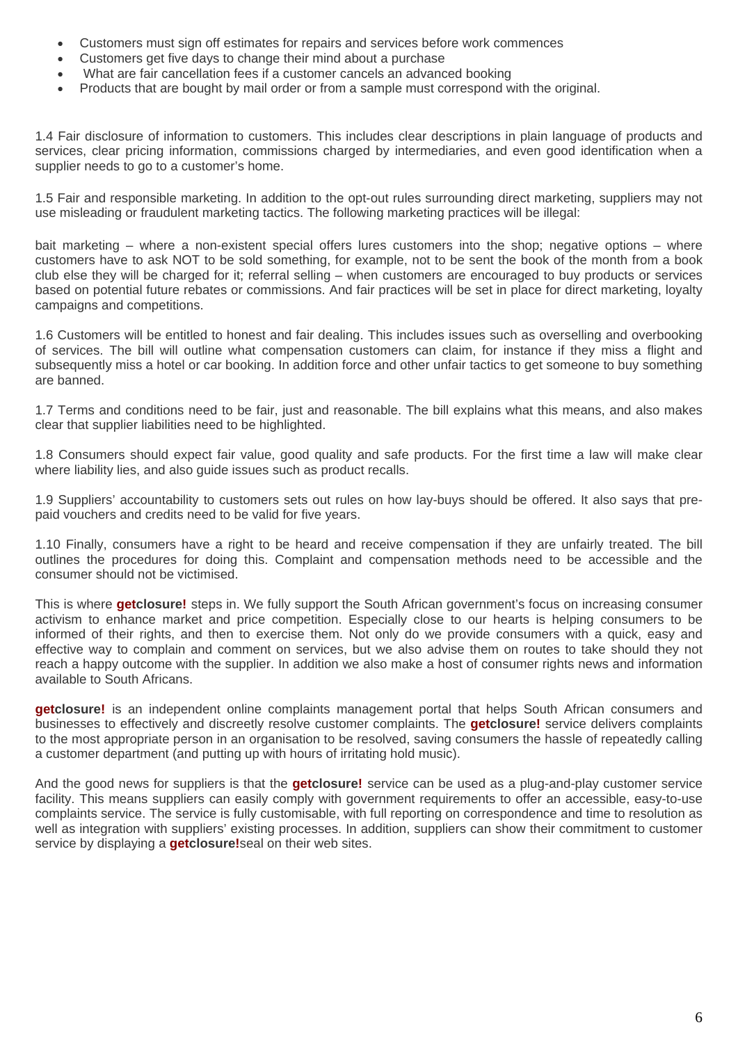- Customers must sign off estimates for repairs and services before work commences
- Customers get five days to change their mind about a purchase
- What are fair cancellation fees if a customer cancels an advanced booking
- Products that are bought by mail order or from a sample must correspond with the original.

1.4 Fair disclosure of information to customers. This includes clear descriptions in plain language of products and services, clear pricing information, commissions charged by intermediaries, and even good identification when a supplier needs to go to a customer's home.

1.5 Fair and responsible marketing. In addition to the opt-out rules surrounding direct marketing, suppliers may not use misleading or fraudulent marketing tactics. The following marketing practices will be illegal:

bait marketing – where a non-existent special offers lures customers into the shop; negative options – where customers have to ask NOT to be sold something, for example, not to be sent the book of the month from a book club else they will be charged for it; referral selling – when customers are encouraged to buy products or services based on potential future rebates or commissions. And fair practices will be set in place for direct marketing, loyalty campaigns and competitions.

1.6 Customers will be entitled to honest and fair dealing. This includes issues such as overselling and overbooking of services. The bill will outline what compensation customers can claim, for instance if they miss a flight and subsequently miss a hotel or car booking. In addition force and other unfair tactics to get someone to buy something are banned.

1.7 Terms and conditions need to be fair, just and reasonable. The bill explains what this means, and also makes clear that supplier liabilities need to be highlighted.

1.8 Consumers should expect fair value, good quality and safe products. For the first time a law will make clear where liability lies, and also guide issues such as product recalls.

1.9 Suppliers' accountability to customers sets out rules on how lay-buys should be offered. It also says that pre-paid vouchers and credits need to be valid for five years.

1.10 Finally, consumers have a right to be heard and receive compensation if they are unfairly treated. The bill outlines the procedures for doing this. Complaint and compensation methods need to be accessible and the consumer should not be victimised.

This is where **getclosure!** steps in. We fully support the South African government's focus on increasing consumer activism to enhance market and price competition. Especially close to our hearts is helping consumers to be informed of their rights, and then to exercise them. Not only do we provide consumers with a quick, easy and effective way to complain and comment on services, but we also advise them on routes to take should they not reach a happy outcome with the supplier. In addition we also make a host of consumer rights news and information available to South Africans.

**getclosure!** is an independent online complaints management portal that helps South African consumers and businesses to effectively and discreetly resolve customer complaints. The **getclosure!** service delivers complaints to the most appropriate person in an organisation to be resolved, saving consumers the hassle of repeatedly calling a customer department (and putting up with hours of irritating hold music).

And the good news for suppliers is that the **getclosure!** service can be used as a plug-and-play customer service facility. This means suppliers can easily comply with government requirements to offer an accessible, easy-to-use complaints service. The service is fully customisable, with full reporting on correspondence and time to resolution as well as integration with suppliers' existing processes. In addition, suppliers can show their commitment to customer service by displaying a **getclosure!**seal on their web sites.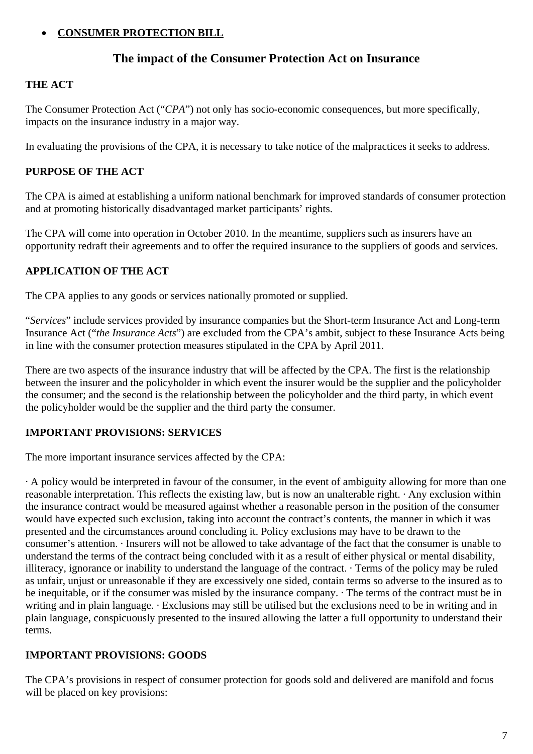- **CONSUMER PROTECTION BILL**

## The impact of the Consumer Protection Act on Insurance

**THE ACT**

The Consumer Protection Act ("*CPA*") not only has socio-economic consequences, but more specifically, impacts on the insurance industry in a major way.

In evaluating the provisions of the CPA, it is necessary to take notice of the malpractices it seeks to address.

**PURPOSE OF THE ACT**

The CPA is aimed at establishing a uniform national benchmark for improved standards of consumer protection and at promoting historically disadvantaged market participants' rights.

The CPA will come into operation in October 2010. In the meantime, suppliers such as insurers have an opportunity redraft their agreements and to offer the required insurance to the suppliers of goods and services.

**APPLICATION OF THE ACT**

The CPA applies to any goods or services nationally promoted or supplied.

"*Services*" include services provided by insurance companies but the Short-term Insurance Act and Long-term Insurance Act ("*the Insurance Acts*") are excluded from the CPA's ambit, subject to these Insurance Acts being in line with the consumer protection measures stipulated in the CPA by April 2011.

There are two aspects of the insurance industry that will be affected by the CPA. The first is the relationship between the insurer and the policyholder in which event the insurer would be the supplier and the policyholder the consumer; and the second is the relationship between the policyholder and the third party, in which event the policyholder would be the supplier and the third party the consumer.

**IMPORTANT PROVISIONS: SERVICES**

The more important insurance services affected by the CPA:

· A policy would be interpreted in favour of the consumer, in the event of ambiguity allowing for more than one reasonable interpretation. This reflects the existing law, but is now an unalterable right. · Any exclusion within the insurance contract would be measured against whether a reasonable person in the position of the consumer would have expected such exclusion, taking into account the contract's contents, the manner in which it was presented and the circumstances around concluding it. Policy exclusions may have to be drawn to the consumer's attention. · Insurers will not be allowed to take advantage of the fact that the consumer is unable to understand the terms of the contract being concluded with it as a result of either physical or mental disability, illiteracy, ignorance or inability to understand the language of the contract. · Terms of the policy may be ruled as unfair, unjust or unreasonable if they are excessively one sided, contain terms so adverse to the insured as to be inequitable, or if the consumer was misled by the insurance company. · The terms of the contract must be in writing and in plain language. · Exclusions may still be utilised but the exclusions need to be in writing and in plain language, conspicuously presented to the insured allowing the latter a full opportunity to understand their terms.

**IMPORTANT PROVISIONS: GOODS**

The CPA's provisions in respect of consumer protection for goods sold and delivered are manifold and focus will be placed on key provisions: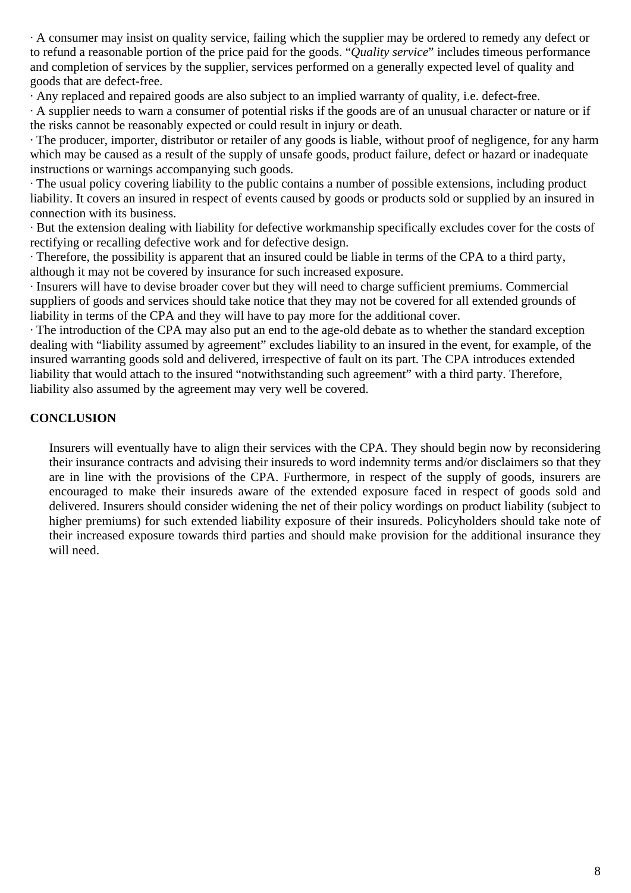· A consumer may insist on quality service, failing which the supplier may be ordered to remedy any defect or to refund a reasonable portion of the price paid for the goods. "*Quality service*" includes timeous performance and completion of services by the supplier, services performed on a generally expected level of quality and goods that are defect-free.

· Any replaced and repaired goods are also subject to an implied warranty of quality, i.e. defect-free.

· A supplier needs to warn a consumer of potential risks if the goods are of an unusual character or nature or if the risks cannot be reasonably expected or could result in injury or death.

· The producer, importer, distributor or retailer of any goods is liable, without proof of negligence, for any harm which may be caused as a result of the supply of unsafe goods, product failure, defect or hazard or inadequate instructions or warnings accompanying such goods.

· The usual policy covering liability to the public contains a number of possible extensions, including product liability. It covers an insured in respect of events caused by goods or products sold or supplied by an insured in connection with its business.

· But the extension dealing with liability for defective workmanship specifically excludes cover for the costs of rectifying or recalling defective work and for defective design.

· Therefore, the possibility is apparent that an insured could be liable in terms of the CPA to a third party, although it may not be covered by insurance for such increased exposure.

· Insurers will have to devise broader cover but they will need to charge sufficient premiums. Commercial suppliers of goods and services should take notice that they may not be covered for all extended grounds of liability in terms of the CPA and they will have to pay more for the additional cover.

· The introduction of the CPA may also put an end to the age-old debate as to whether the standard exception dealing with "liability assumed by agreement" excludes liability to an insured in the event, for example, of the insured warranting goods sold and delivered, irrespective of fault on its part. The CPA introduces extended liability that would attach to the insured "notwithstanding such agreement" with a third party. Therefore, liability also assumed by the agreement may very well be covered.

**CONCLUSION**

Insurers will eventually have to align their services with the CPA. They should begin now by reconsidering their insurance contracts and advising their insureds to word indemnity terms and/or disclaimers so that they are in line with the provisions of the CPA. Furthermore, in respect of the supply of goods, insurers are encouraged to make their insureds aware of the extended exposure faced in respect of goods sold and delivered. Insurers should consider widening the net of their policy wordings on product liability (subject to higher premiums) for such extended liability exposure of their insureds. Policyholders should take note of their increased exposure towards third parties and should make provision for the additional insurance they will need.